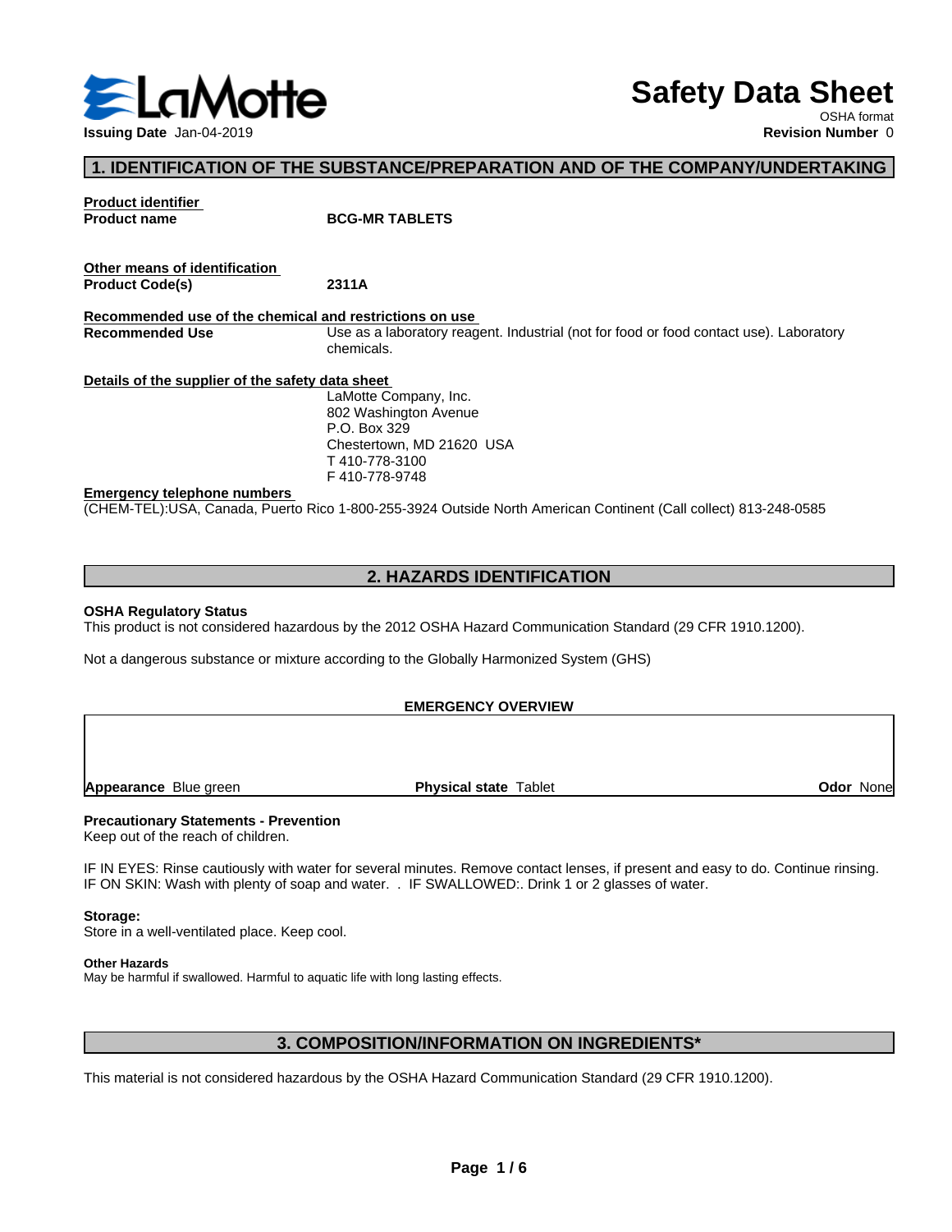LaMotte

**Issuing Date** Jan-04-2019

# Safety Data Sheet

OSHA format

**Revision Number** 0

## 1. IDENTIFICATION OF THE SUBSTANCE/PREPARATION AND OF THE COMPANY/UNDERTAKING

**Product identifier**

| | |
|---|---|
| **Product name** | **BCG-MR TABLETS** |

**Other means of identification**

| | |
|---|---|
| **Product Code(s)** | **2311A** |

**Recommended use of the chemical and restrictions on use**

| | |
|---|---|
| **Recommended Use** | Use as a laboratory reagent. Industrial (not for food or food contact use). Laboratory chemicals. |

**Details of the supplier of the safety data sheet**

LaMotte Company, Inc.
802 Washington Avenue
P.O. Box 329
Chestertown, MD 21620 USA
T 410-778-3100
F 410-778-9748

**Emergency telephone numbers**

(CHEM-TEL):USA, Canada, Puerto Rico 1-800-255-3924 Outside North American Continent (Call collect) 813-248-0585

## 2. HAZARDS IDENTIFICATION

**OSHA Regulatory Status**

This product is not considered hazardous by the 2012 OSHA Hazard Communication Standard (29 CFR 1910.1200).

Not a dangerous substance or mixture according to the Globally Harmonized System (GHS)

**EMERGENCY OVERVIEW**

| | | |
|---|---|---|
| **Appearance** Blue green | **Physical state** Tablet | **Odor** None |

**Precautionary Statements - Prevention**

Keep out of the reach of children.

IF IN EYES: Rinse cautiously with water for several minutes. Remove contact lenses, if present and easy to do. Continue rinsing. IF ON SKIN: Wash with plenty of soap and water. . IF SWALLOWED:. Drink 1 or 2 glasses of water.

**Storage:**

Store in a well-ventilated place. Keep cool.

**Other Hazards**

May be harmful if swallowed. Harmful to aquatic life with long lasting effects.

## 3. COMPOSITION/INFORMATION ON INGREDIENTS*

This material is not considered hazardous by the OSHA Hazard Communication Standard (29 CFR 1910.1200).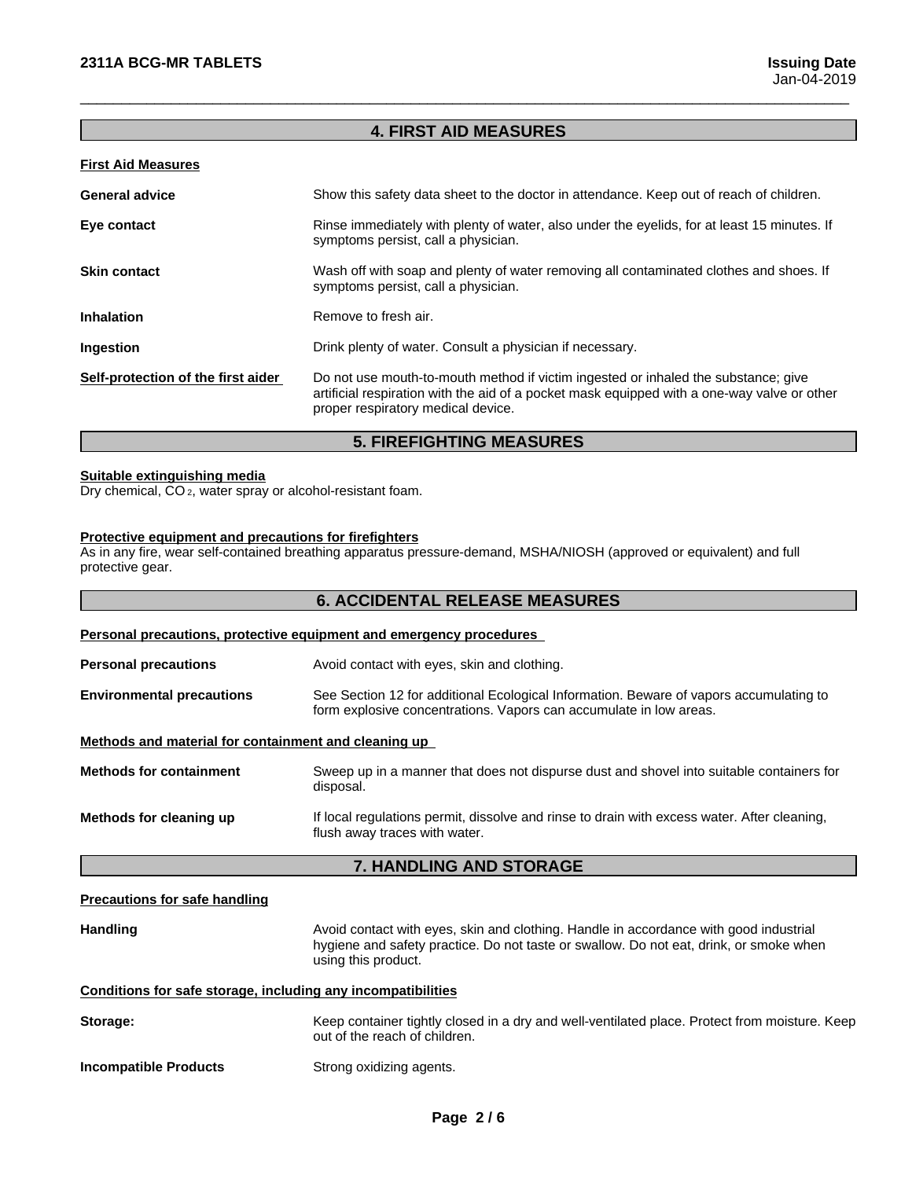## 4. FIRST AID MEASURES

**First Aid Measures**

**General advice**
Show this safety data sheet to the doctor in attendance. Keep out of reach of children.

**Eye contact**
Rinse immediately with plenty of water, also under the eyelids, for at least 15 minutes. If symptoms persist, call a physician.

**Skin contact**
Wash off with soap and plenty of water removing all contaminated clothes and shoes. If symptoms persist, call a physician.

**Inhalation**
Remove to fresh air.

**Ingestion**
Drink plenty of water. Consult a physician if necessary.

**Self-protection of the first aider**
Do not use mouth-to-mouth method if victim ingested or inhaled the substance; give artificial respiration with the aid of a pocket mask equipped with a one-way valve or other proper respiratory medical device.

## 5. FIREFIGHTING MEASURES

**Suitable extinguishing media**

Dry chemical, $CO_2$, water spray or alcohol-resistant foam.

**Protective equipment and precautions for firefighters**

As in any fire, wear self-contained breathing apparatus pressure-demand, MSHA/NIOSH (approved or equivalent) and full protective gear.

## 6. ACCIDENTAL RELEASE MEASURES

**Personal precautions, protective equipment and emergency procedures**

**Personal precautions**
Avoid contact with eyes, skin and clothing.

**Environmental precautions**
See Section 12 for additional Ecological Information. Beware of vapors accumulating to form explosive concentrations. Vapors can accumulate in low areas.

**Methods and material for containment and cleaning up**

**Methods for containment**
Sweep up in a manner that does not dispurse dust and shovel into suitable containers for disposal.

**Methods for cleaning up**
If local regulations permit, dissolve and rinse to drain with excess water. After cleaning, flush away traces with water.

## 7. HANDLING AND STORAGE

**Precautions for safe handling**

**Handling**
Avoid contact with eyes, skin and clothing. Handle in accordance with good industrial hygiene and safety practice. Do not taste or swallow. Do not eat, drink, or smoke when using this product.

**Conditions for safe storage, including any incompatibilities**

**Storage:**
Keep container tightly closed in a dry and well-ventilated place. Protect from moisture. Keep out of the reach of children.

**Incompatible Products**
Strong oxidizing agents.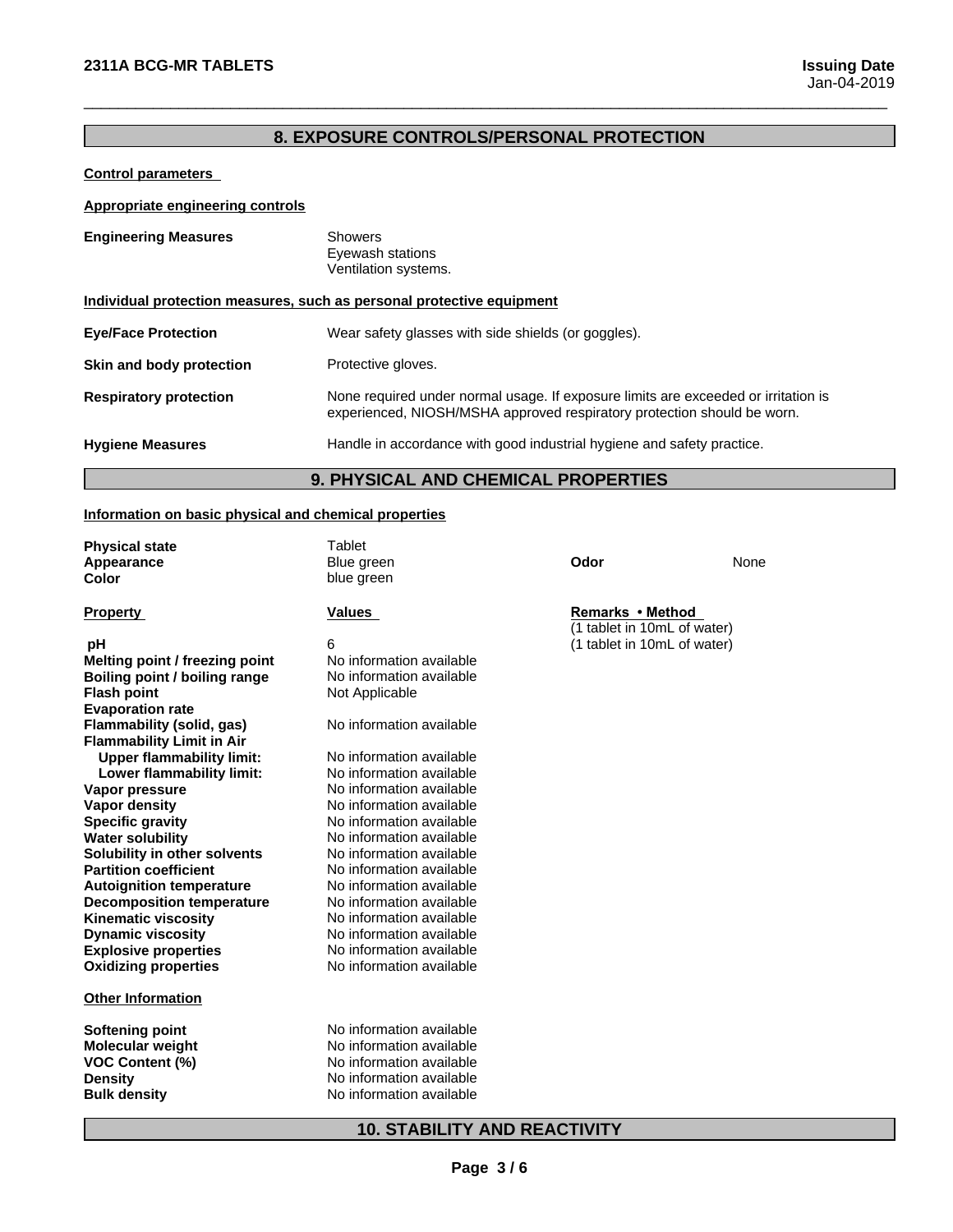## 8. EXPOSURE CONTROLS/PERSONAL PROTECTION

**Control parameters**

**Appropriate engineering controls**

**Engineering Measures**
Showers
Eyewash stations
Ventilation systems.

**Individual protection measures, such as personal protective equipment**

**Eye/Face Protection** Wear safety glasses with side shields (or goggles).

**Skin and body protection** Protective gloves.

**Respiratory protection** None required under normal usage. If exposure limits are exceeded or irritation is experienced, NIOSH/MSHA approved respiratory protection should be worn.

**Hygiene Measures** Handle in accordance with good industrial hygiene and safety practice.

## 9. PHYSICAL AND CHEMICAL PROPERTIES

**Information on basic physical and chemical properties**

**Physical state** Tablet
**Appearance** Blue green
**Color** blue green
**Odor** None

| Property | Values | Remarks • Method |
|---|---|---|
| | | (1 tablet in 10mL of water) |
| **pH** | 6 | (1 tablet in 10mL of water) |
| **Melting point / freezing point** | No information available | |
| **Boiling point / boiling range** | No information available | |
| **Flash point** | Not Applicable | |
| **Evaporation rate** | | |
| **Flammability (solid, gas)** | No information available | |
| **Flammability Limit in Air** | | |
| **Upper flammability limit:** | No information available | |
| **Lower flammability limit:** | No information available | |
| **Vapor pressure** | No information available | |
| **Vapor density** | No information available | |
| **Specific gravity** | No information available | |
| **Water solubility** | No information available | |
| **Solubility in other solvents** | No information available | |
| **Partition coefficient** | No information available | |
| **Autoignition temperature** | No information available | |
| **Decomposition temperature** | No information available | |
| **Kinematic viscosity** | No information available | |
| **Dynamic viscosity** | No information available | |
| **Explosive properties** | No information available | |
| **Oxidizing properties** | No information available | |

**Other Information**

| | |
|---|---|
| **Softening point** | No information available |
| **Molecular weight** | No information available |
| **VOC Content (%)** | No information available |
| **Density** | No information available |
| **Bulk density** | No information available |

## 10. STABILITY AND REACTIVITY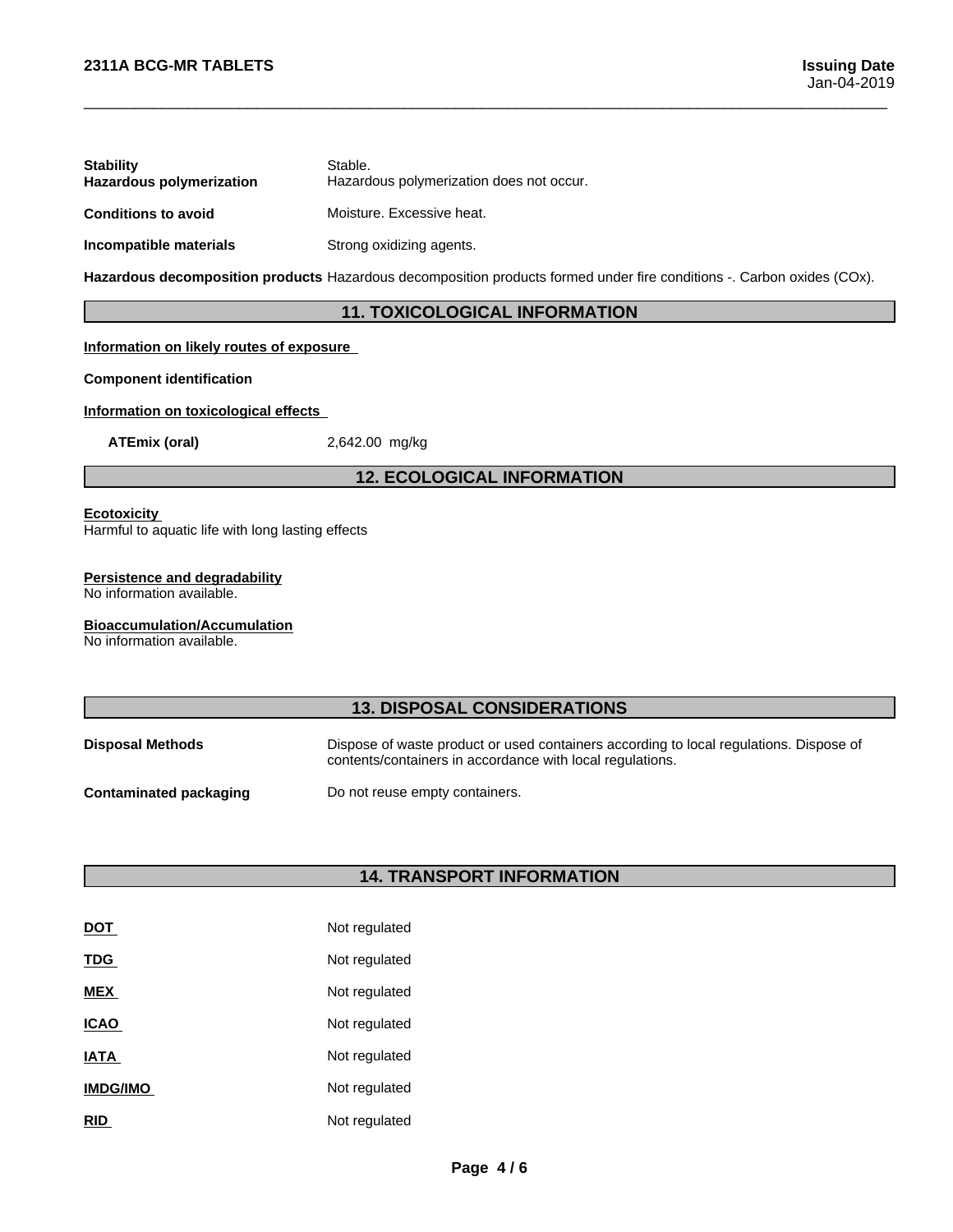**Stability** Stable.
**Hazardous polymerization** Hazardous polymerization does not occur.

**Conditions to avoid** Moisture. Excessive heat.

**Incompatible materials** Strong oxidizing agents.

**Hazardous decomposition products** Hazardous decomposition products formed under fire conditions -. Carbon oxides (COx).

## 11. TOXICOLOGICAL INFORMATION

**Information on likely routes of exposure**

**Component identification**

**Information on toxicological effects**

**ATEmix (oral)** 2,642.00 mg/kg

## 12. ECOLOGICAL INFORMATION

**Ecotoxicity**
Harmful to aquatic life with long lasting effects

**Persistence and degradability**
No information available.

**Bioaccumulation/Accumulation**
No information available.

## 13. DISPOSAL CONSIDERATIONS

**Disposal Methods** Dispose of waste product or used containers according to local regulations. Dispose of contents/containers in accordance with local regulations.

**Contaminated packaging** Do not reuse empty containers.

## 14. TRANSPORT INFORMATION

| | |
|---|---|
| **DOT** | Not regulated |
| **TDG** | Not regulated |
| **MEX** | Not regulated |
| **ICAO** | Not regulated |
| **IATA** | Not regulated |
| **IMDG/IMO** | Not regulated |
| **RID** | Not regulated |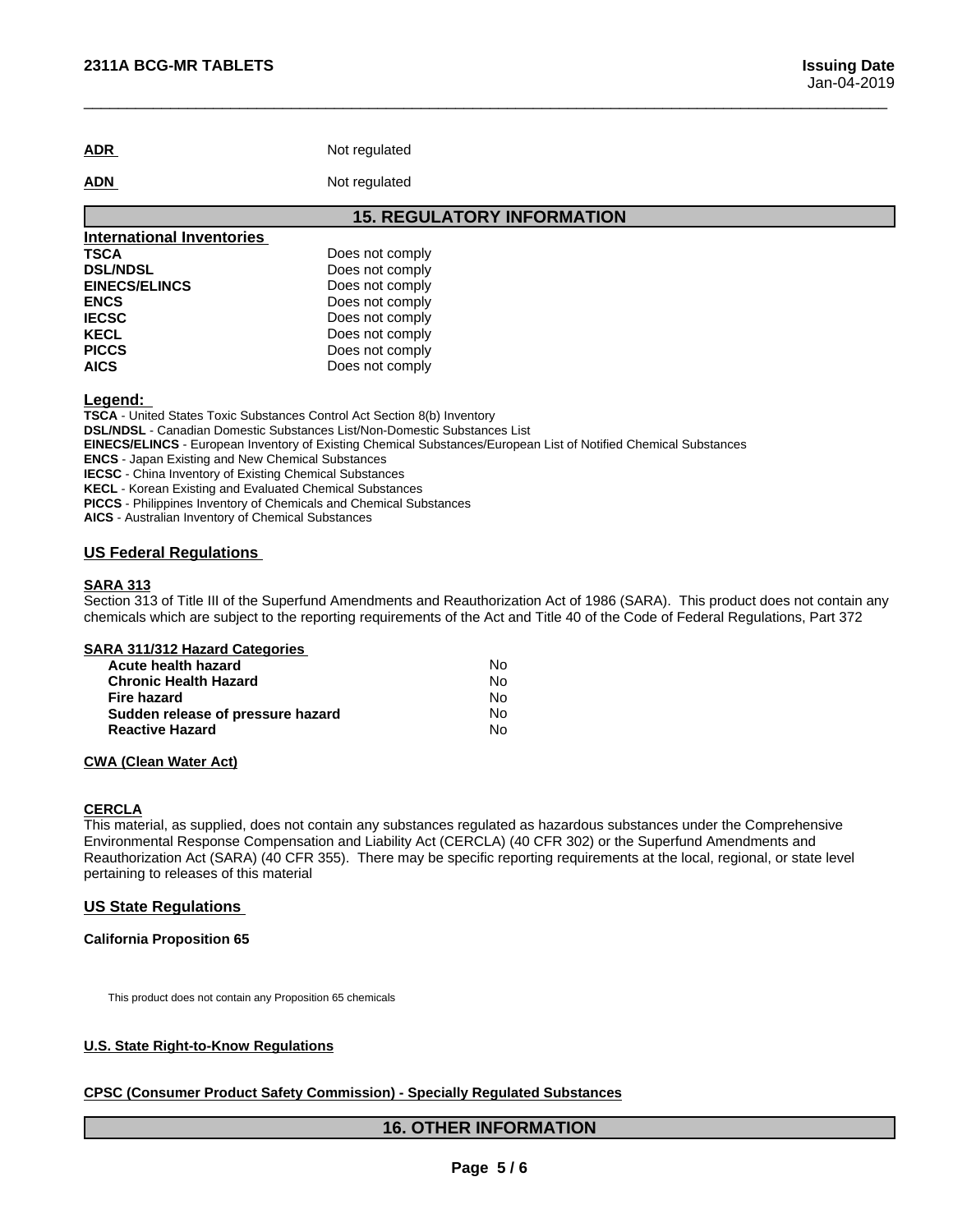**ADR** Not regulated

**ADN** Not regulated

## 15. REGULATORY INFORMATION

### International Inventories

| | |
|---|---|
| **TSCA** | Does not comply |
| **DSL/NDSL** | Does not comply |
| **EINECS/ELINCS** | Does not comply |
| **ENCS** | Does not comply |
| **IECSC** | Does not comply |
| **KECL** | Does not comply |
| **PICCS** | Does not comply |
| **AICS** | Does not comply |

**Legend:**

**TSCA** - United States Toxic Substances Control Act Section 8(b) Inventory
**DSL/NDSL** - Canadian Domestic Substances List/Non-Domestic Substances List
**EINECS/ELINCS** - European Inventory of Existing Chemical Substances/European List of Notified Chemical Substances
**ENCS** - Japan Existing and New Chemical Substances
**IECSC** - China Inventory of Existing Chemical Substances
**KECL** - Korean Existing and Evaluated Chemical Substances
**PICCS** - Philippines Inventory of Chemicals and Chemical Substances
**AICS** - Australian Inventory of Chemical Substances

### US Federal Regulations

**SARA 313**

Section 313 of Title III of the Superfund Amendments and Reauthorization Act of 1986 (SARA). This product does not contain any chemicals which are subject to the reporting requirements of the Act and Title 40 of the Code of Federal Regulations, Part 372

**SARA 311/312 Hazard Categories**

| | |
|---|---|
| **Acute health hazard** | No |
| **Chronic Health Hazard** | No |
| **Fire hazard** | No |
| **Sudden release of pressure hazard** | No |
| **Reactive Hazard** | No |

**CWA (Clean Water Act)**

**CERCLA**

This material, as supplied, does not contain any substances regulated as hazardous substances under the Comprehensive Environmental Response Compensation and Liability Act (CERCLA) (40 CFR 302) or the Superfund Amendments and Reauthorization Act (SARA) (40 CFR 355). There may be specific reporting requirements at the local, regional, or state level pertaining to releases of this material

### US State Regulations

**California Proposition 65**

This product does not contain any Proposition 65 chemicals

**U.S. State Right-to-Know Regulations**

**CPSC (Consumer Product Safety Commission) - Specially Regulated Substances**

## 16. OTHER INFORMATION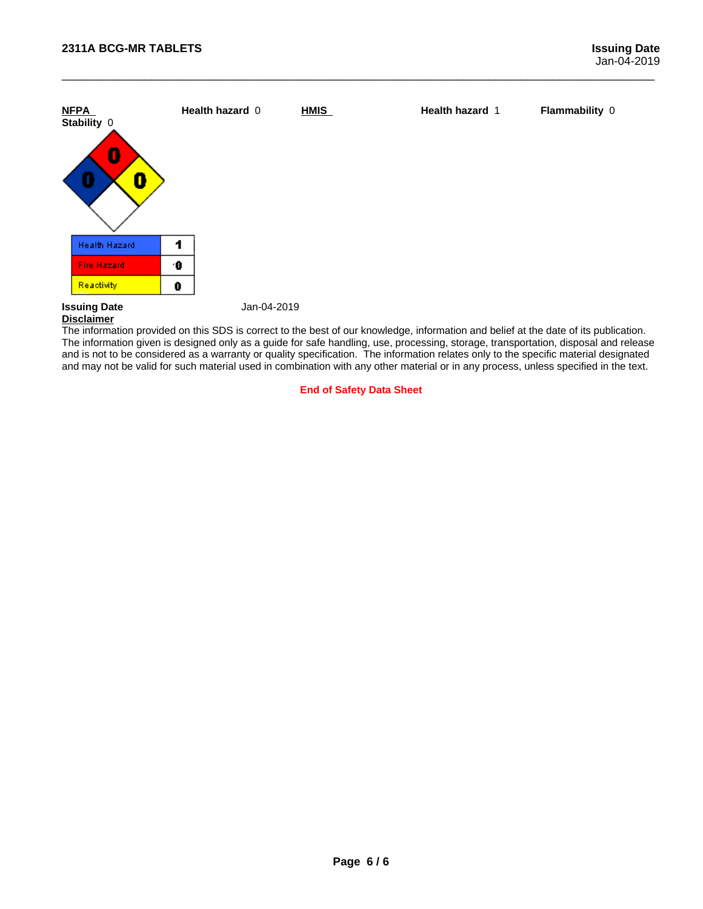**NFPA**　**Health hazard** 0　**Flammability** 0　**Stability** 0

**HMIS**　**Health hazard** 1

0
0
0

| | |
|---|---|
| Health Hazard | 1 |
| Fire Hazard | 0 |
| Reactivity | 0 |

**Issuing Date** Jan-04-2019

**Disclaimer**

The information provided on this SDS is correct to the best of our knowledge, information and belief at the date of its publication. The information given is designed only as a guide for safe handling, use, processing, storage, transportation, disposal and release and is not to be considered as a warranty or quality specification. The information relates only to the specific material designated and may not be valid for such material used in combination with any other material or in any process, unless specified in the text.

**End of Safety Data Sheet**